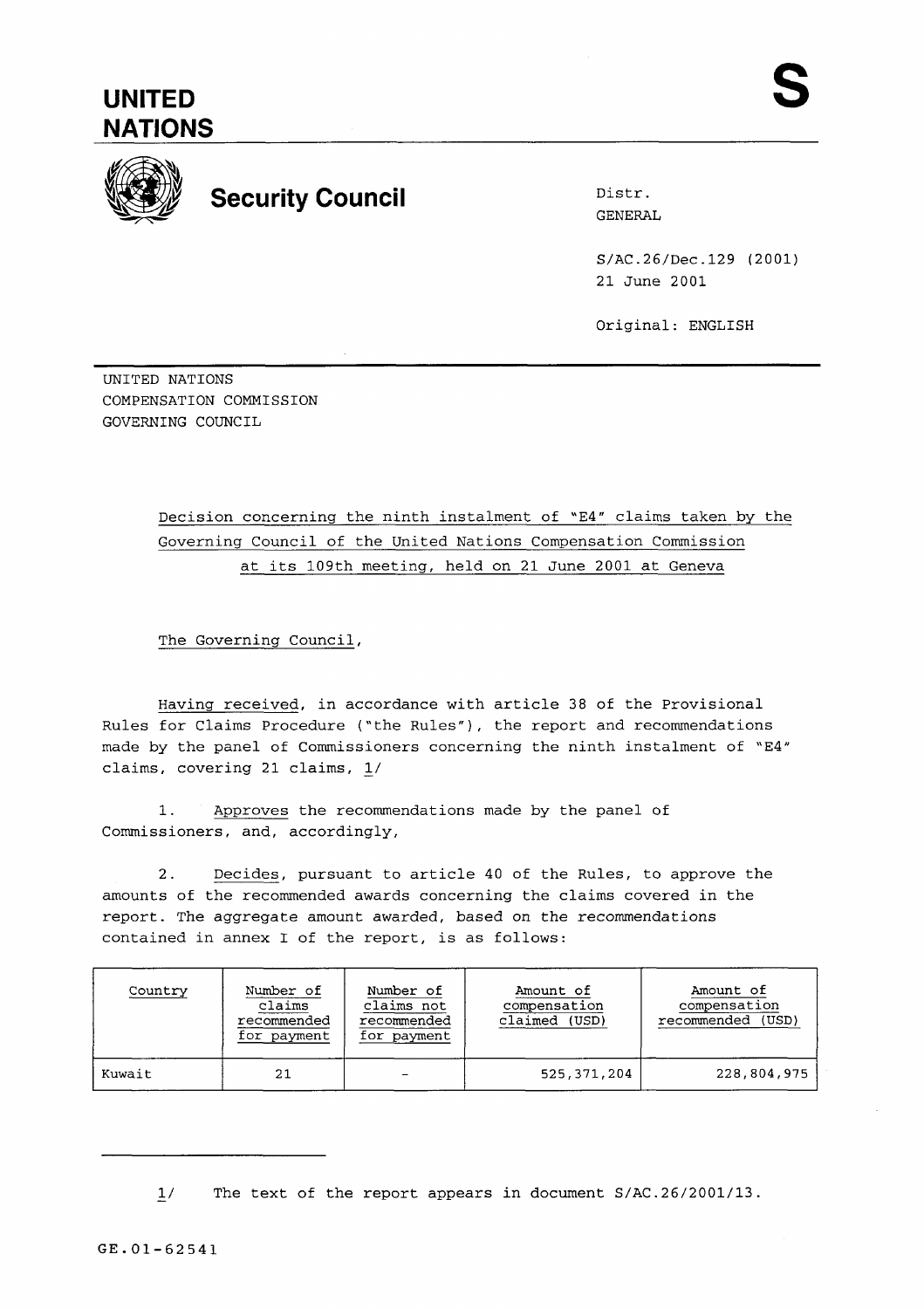# UNITED NATIONS

# S

## Security Council

Distr.
GENERAL

S/AC.26/Dec.129 (2001)
21 June 2001

Original: ENGLISH

UNITED NATIONS
COMPENSATION COMMISSION
GOVERNING COUNCIL

Decision concerning the ninth instalment of "E4" claims taken by the Governing Council of the United Nations Compensation Commission at its 109th meeting, held on 21 June 2001 at Geneva

The Governing Council,

Having received, in accordance with article 38 of the Provisional Rules for Claims Procedure ("the Rules"), the report and recommendations made by the panel of Commissioners concerning the ninth instalment of "E4" claims, covering 21 claims, 1/

1. Approves the recommendations made by the panel of Commissioners, and, accordingly,

2. Decides, pursuant to article 40 of the Rules, to approve the amounts of the recommended awards concerning the claims covered in the report. The aggregate amount awarded, based on the recommendations contained in annex I of the report, is as follows:

| Country | Number of claims recommended for payment | Number of claims not recommended for payment | Amount of compensation claimed (USD) | Amount of compensation recommended (USD) |
|---|---|---|---|---|
| Kuwait | 21 | - | 525,371,204 | 228,804,975 |

---

1/ The text of the report appears in document S/AC.26/2001/13.

GE.01-62541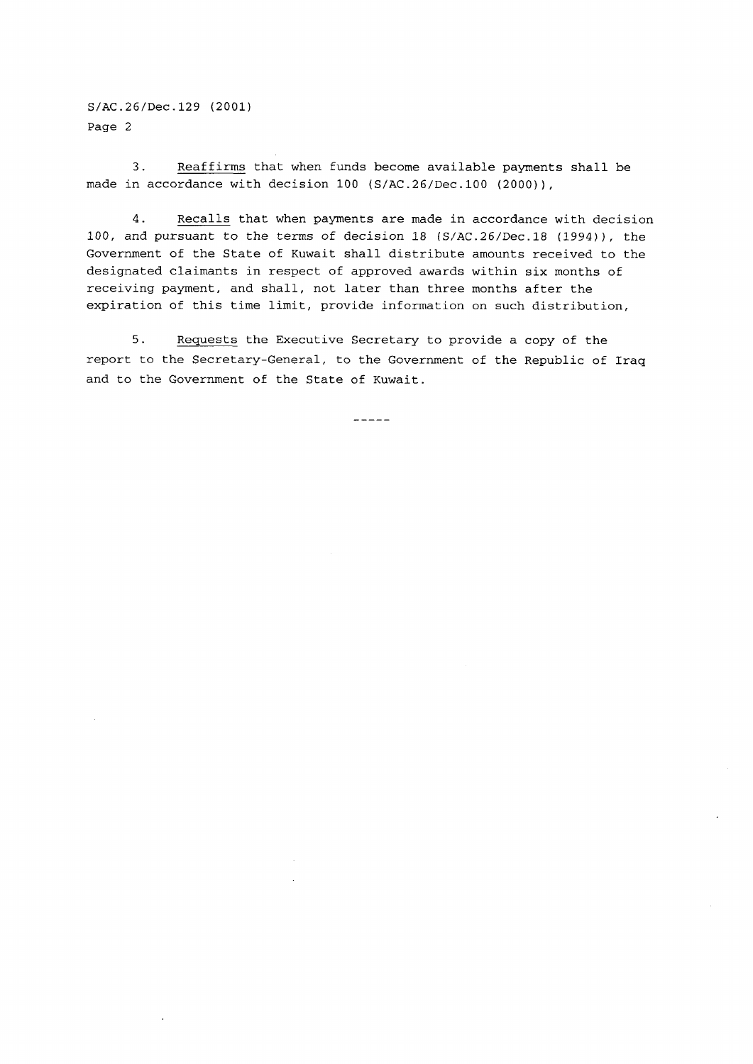3. Reaffirms that when funds become available payments shall be made in accordance with decision 100 (S/AC.26/Dec.100 (2000)),

4. Recalls that when payments are made in accordance with decision 100, and pursuant to the terms of decision 18 (S/AC.26/Dec.18 (1994)), the Government of the State of Kuwait shall distribute amounts received to the designated claimants in respect of approved awards within six months of receiving payment, and shall, not later than three months after the expiration of this time limit, provide information on such distribution,

5. Requests the Executive Secretary to provide a copy of the report to the Secretary-General, to the Government of the Republic of Iraq and to the Government of the State of Kuwait.

-----